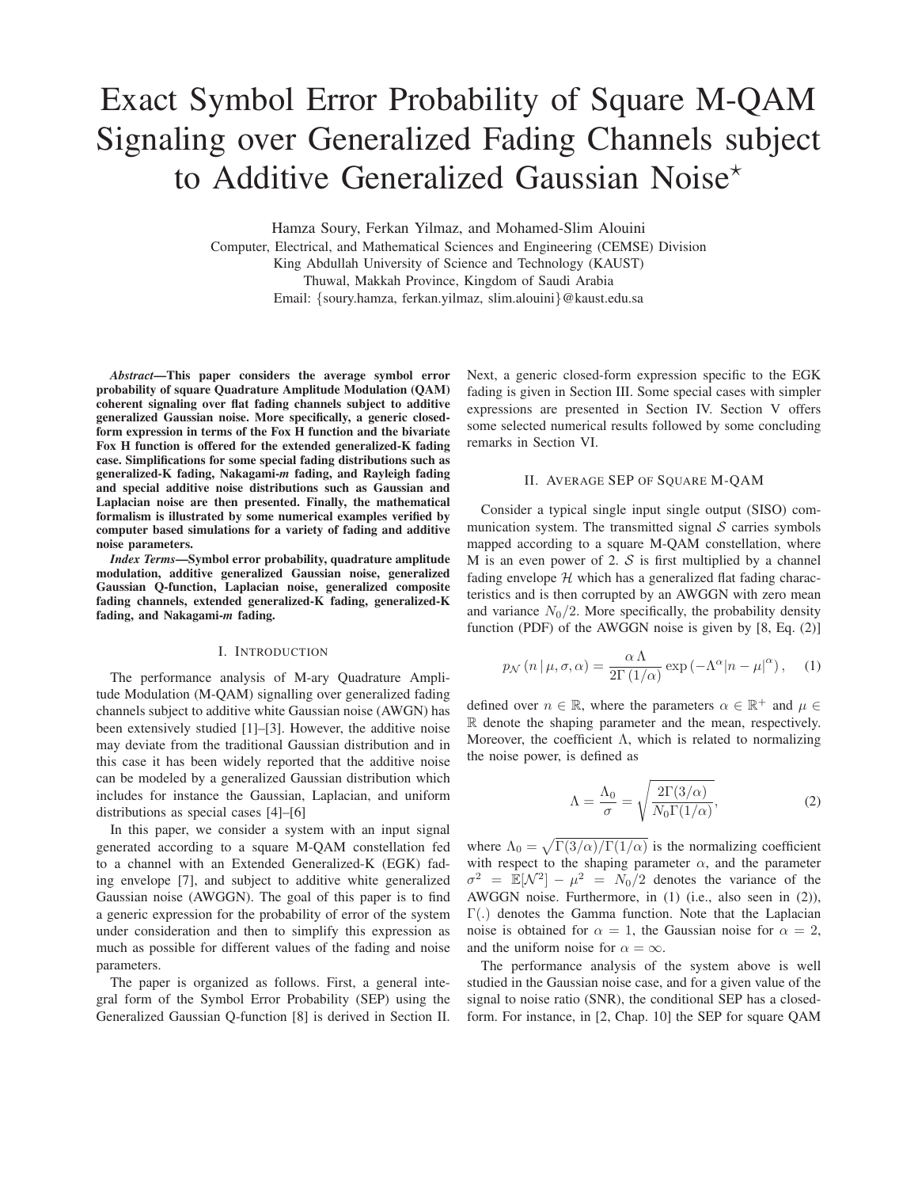# Exact Symbol Error Probability of Square M-QAM Signaling over Generalized Fading Channels subject to Additive Generalized Gaussian Noise*

Hamza Soury, Ferkan Yilmaz, and Mohamed-Slim Alouini

Computer, Electrical, and Mathematical Sciences and Engineering (CEMSE) Division
King Abdullah University of Science and Technology (KAUST)
Thuwal, Makkah Province, Kingdom of Saudi Arabia
Email: {soury.hamza, ferkan.yilmaz, slim.alouini}@kaust.edu.sa

***Abstract*—This paper considers the average symbol error probability of square Quadrature Amplitude Modulation (QAM) coherent signaling over flat fading channels subject to additive generalized Gaussian noise. More specifically, a generic closed-form expression in terms of the Fox H function and the bivariate Fox H function is offered for the extended generalized-K fading case. Simplifications for some special fading distributions such as generalized-K fading, Nakagami-*m* fading, and Rayleigh fading and special additive noise distributions such as Gaussian and Laplacian noise are then presented. Finally, the mathematical formalism is illustrated by some numerical examples verified by computer based simulations for a variety of fading and additive noise parameters.**

***Index Terms*—Symbol error probability, quadrature amplitude modulation, additive generalized Gaussian noise, generalized Gaussian Q-function, Laplacian noise, generalized composite fading channels, extended generalized-K fading, generalized-K fading, and Nakagami-*m* fading.**

## I. Introduction

The performance analysis of M-ary Quadrature Amplitude Modulation (M-QAM) signalling over generalized fading channels subject to additive white Gaussian noise (AWGN) has been extensively studied [1]–[3]. However, the additive noise may deviate from the traditional Gaussian distribution and in this case it has been widely reported that the additive noise can be modeled by a generalized Gaussian distribution which includes for instance the Gaussian, Laplacian, and uniform distributions as special cases [4]–[6]

In this paper, we consider a system with an input signal generated according to a square M-QAM constellation fed to a channel with an Extended Generalized-K (EGK) fading envelope [7], and subject to additive white generalized Gaussian noise (AWGGN). The goal of this paper is to find a generic expression for the probability of error of the system under consideration and then to simplify this expression as much as possible for different values of the fading and noise parameters.

The paper is organized as follows. First, a general integral form of the Symbol Error Probability (SEP) using the Generalized Gaussian Q-function [8] is derived in Section II. Next, a generic closed-form expression specific to the EGK fading is given in Section III. Some special cases with simpler expressions are presented in Section IV. Section V offers some selected numerical results followed by some concluding remarks in Section VI.

## II. Average SEP of Square M-QAM

Consider a typical single input single output (SISO) communication system. The transmitted signal $\mathcal{S}$ carries symbols mapped according to a square M-QAM constellation, where M is an even power of 2. $\mathcal{S}$ is first multiplied by a channel fading envelope $\mathcal{H}$ which has a generalized flat fading characteristics and is then corrupted by an AWGGN with zero mean and variance $N_0/2$. More specifically, the probability density function (PDF) of the AWGGN noise is given by [8, Eq. (2)]

$$p_{\mathcal{N}}\left(n \,|\, \mu, \sigma, \alpha\right) = \frac{\alpha\,\Lambda}{2\Gamma\left(1/\alpha\right)} \exp\left(-\Lambda^{\alpha} |n-\mu|^{\alpha}\right), \quad (1)$$

defined over $n \in \mathbb{R}$, where the parameters $\alpha \in \mathbb{R}^{+}$ and $\mu \in \mathbb{R}$ denote the shaping parameter and the mean, respectively. Moreover, the coefficient $\Lambda$, which is related to normalizing the noise power, is defined as

$$\Lambda = \frac{\Lambda_0}{\sigma} = \sqrt{\frac{2\Gamma(3/\alpha)}{N_0\Gamma(1/\alpha)}}, \quad (2)$$

where $\Lambda_0 = \sqrt{\Gamma(3/\alpha)/\Gamma(1/\alpha)}$ is the normalizing coefficient with respect to the shaping parameter $\alpha$, and the parameter $\sigma^2 = \mathbb{E}[\mathcal{N}^2] - \mu^2 = N_0/2$ denotes the variance of the AWGGN noise. Furthermore, in (1) (i.e., also seen in (2)), $\Gamma(.)$ denotes the Gamma function. Note that the Laplacian noise is obtained for $\alpha = 1$, the Gaussian noise for $\alpha = 2$, and the uniform noise for $\alpha = \infty$.

The performance analysis of the system above is well studied in the Gaussian noise case, and for a given value of the signal to noise ratio (SNR), the conditional SEP has a closed-form. For instance, in [2, Chap. 10] the SEP for square QAM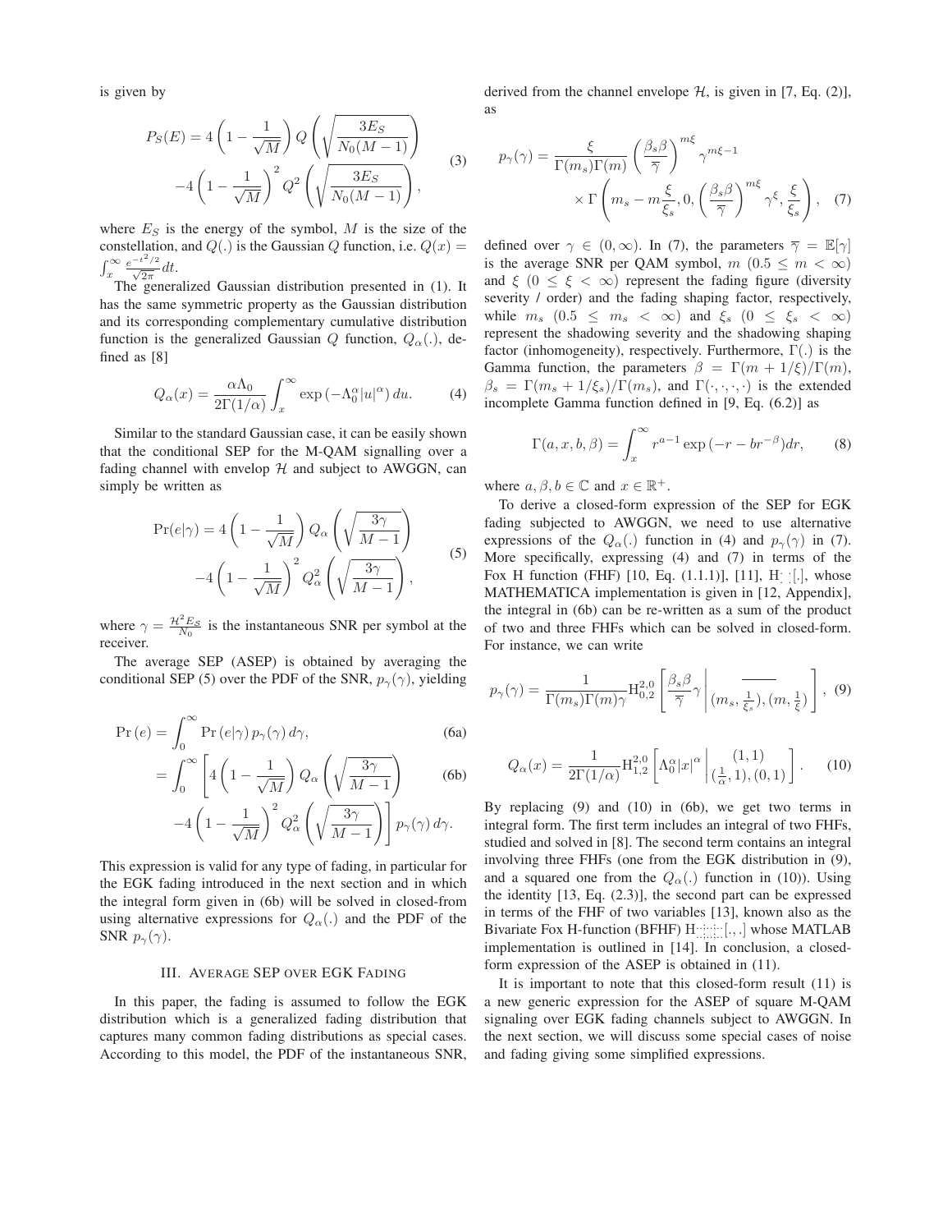is given by

$$
\begin{aligned}
P_S(E) = & 4\left(1-\frac{1}{\sqrt{M}}\right) Q\left(\sqrt{\frac{3E_S}{N_0(M-1)}}\right) \\
& -4\left(1-\frac{1}{\sqrt{M}}\right)^2 Q^2\left(\sqrt{\frac{3E_S}{N_0(M-1)}}\right),
\end{aligned} \tag{3}
$$

where $E_S$ is the energy of the symbol, $M$ is the size of the constellation, and $Q(.)$ is the Gaussian $Q$ function, i.e. $Q(x) = \int_x^\infty \frac{e^{-t^2/2}}{\sqrt{2\pi}} dt$.

The generalized Gaussian distribution presented in (1). It has the same symmetric property as the Gaussian distribution and its corresponding complementary cumulative distribution function is the generalized Gaussian $Q$ function, $Q_\alpha(.)$, defined as [8]

$$
Q_\alpha(x) = \frac{\alpha\Lambda_0}{2\Gamma(1/\alpha)} \int_x^\infty \exp\left(-\Lambda_0^\alpha |u|^\alpha\right) du. \tag{4}
$$

Similar to the standard Gaussian case, it can be easily shown that the conditional SEP for the M-QAM signalling over a fading channel with envelop $\mathcal{H}$ and subject to AWGGN, can simply be written as

$$
\begin{aligned}
\Pr(e|\gamma) = & 4\left(1-\frac{1}{\sqrt{M}}\right) Q_\alpha\left(\sqrt{\frac{3\gamma}{M-1}}\right) \\
& -4\left(1-\frac{1}{\sqrt{M}}\right)^2 Q_\alpha^2\left(\sqrt{\frac{3\gamma}{M-1}}\right),
\end{aligned} \tag{5}
$$

where $\gamma = \frac{\mathcal{H}^2 E_S}{N_0}$ is the instantaneous SNR per symbol at the receiver.

The average SEP (ASEP) is obtained by averaging the conditional SEP (5) over the PDF of the SNR, $p_\gamma(\gamma)$, yielding

$$
\Pr(e) = \int_0^\infty \Pr(e|\gamma)\, p_\gamma(\gamma)\, d\gamma, \tag{6a}
$$

$$
\begin{aligned}
= \int_0^\infty \Bigg[ & 4\left(1-\frac{1}{\sqrt{M}}\right) Q_\alpha\left(\sqrt{\frac{3\gamma}{M-1}}\right) \\
& -4\left(1-\frac{1}{\sqrt{M}}\right)^2 Q_\alpha^2\left(\sqrt{\frac{3\gamma}{M-1}}\right)\Bigg] p_\gamma(\gamma)\, d\gamma.
\end{aligned} \tag{6b}
$$

This expression is valid for any type of fading, in particular for the EGK fading introduced in the next section and in which the integral form given in (6b) will be solved in closed-from using alternative expressions for $Q_\alpha(.)$ and the PDF of the SNR $p_\gamma(\gamma)$.

## III. Average SEP over EGK Fading

In this paper, the fading is assumed to follow the EGK distribution which is a generalized fading distribution that captures many common fading distributions as special cases. According to this model, the PDF of the instantaneous SNR, derived from the channel envelope $\mathcal{H}$, is given in [7, Eq. (2)], as

$$
\begin{aligned}
p_\gamma(\gamma) = & \frac{\xi}{\Gamma(m_s)\Gamma(m)} \left(\frac{\beta_s\beta}{\overline{\gamma}}\right)^{m\xi} \gamma^{m\xi-1} \\
& \times \Gamma\left(m_s - m\frac{\xi}{\xi_s}, 0, \left(\frac{\beta_s\beta}{\overline{\gamma}}\right)^{m\xi} \gamma^\xi, \frac{\xi}{\xi_s}\right),
\end{aligned} \tag{7}
$$

defined over $\gamma \in (0,\infty)$. In (7), the parameters $\overline{\gamma} = \mathbb{E}[\gamma]$ is the average SNR per QAM symbol, $m$ $(0.5 \leq m < \infty)$ and $\xi$ $(0 \leq \xi < \infty)$ represent the fading figure (diversity severity / order) and the fading shaping factor, respectively, while $m_s$ $(0.5 \leq m_s < \infty)$ and $\xi_s$ $(0 \leq \xi_s < \infty)$ represent the shadowing severity and the shadowing shaping factor (inhomogeneity), respectively. Furthermore, $\Gamma(.)$ is the Gamma function, the parameters $\beta = \Gamma(m+1/\xi)/\Gamma(m)$, $\beta_s = \Gamma(m_s+1/\xi_s)/\Gamma(m_s)$, and $\Gamma(\cdot,\cdot,\cdot,\cdot)$ is the extended incomplete Gamma function defined in [9, Eq. (6.2)] as

$$
\Gamma(a,x,b,\beta) = \int_x^\infty r^{a-1} \exp\left(-r - br^{-\beta}\right) dr, \tag{8}
$$

where $a, \beta, b \in \mathbb{C}$ and $x \in \mathbb{R}^+$.

To derive a closed-form expression of the SEP for EGK fading subjected to AWGGN, we need to use alternative expressions of the $Q_\alpha(.)$ function in (4) and $p_\gamma(\gamma)$ in (7). More specifically, expressing (4) and (7) in terms of the Fox H function (FHF) [10, Eq. (1.1.1)], [11], $\mathrm{H}_{\cdot,\cdot}^{\cdot,\cdot}[.]$, whose MATHEMATICA implementation is given in [12, Appendix], the integral in (6b) can be re-written as a sum of the product of two and three FHFs which can be solved in closed-form. For instance, we can write

$$
p_\gamma(\gamma) = \frac{1}{\Gamma(m_s)\Gamma(m)\gamma} \mathrm{H}_{0,2}^{2,0}\left[\frac{\beta_s\beta}{\overline{\gamma}}\gamma \,\middle|\, \begin{matrix} \overline{\phantom{xxx}} \\ (m_s, \frac{1}{\xi_s}), (m, \frac{1}{\xi}) \end{matrix}\right], \tag{9}
$$

$$
Q_\alpha(x) = \frac{1}{2\Gamma(1/\alpha)} \mathrm{H}_{1,2}^{2,0}\left[\Lambda_0^\alpha |x|^\alpha \,\middle|\, \begin{matrix} (1,1) \\ (\frac{1}{\alpha}, 1), (0,1) \end{matrix}\right]. \tag{10}
$$

By replacing (9) and (10) in (6b), we get two terms in integral form. The first term includes an integral of two FHFs, studied and solved in [8]. The second term contains an integral involving three FHFs (one from the EGK distribution in (9), and a squared one from the $Q_\alpha(.)$ function in (10)). Using the identity [13, Eq. (2.3)], the second part can be expressed in terms of the FHF of two variables [13], known also as the Bivariate Fox H-function (BFHF) $\mathrm{H}_{\cdot,\cdot:\cdot,\cdot:\cdot,\cdot}^{\cdot,\cdot:\cdot,\cdot:\cdot,\cdot}[.,.]$ whose MATLAB implementation is outlined in [14]. In conclusion, a closed-form expression of the ASEP is obtained in (11).

It is important to note that this closed-form result (11) is a new generic expression for the ASEP of square M-QAM signaling over EGK fading channels subject to AWGGN. In the next section, we will discuss some special cases of noise and fading giving some simplified expressions.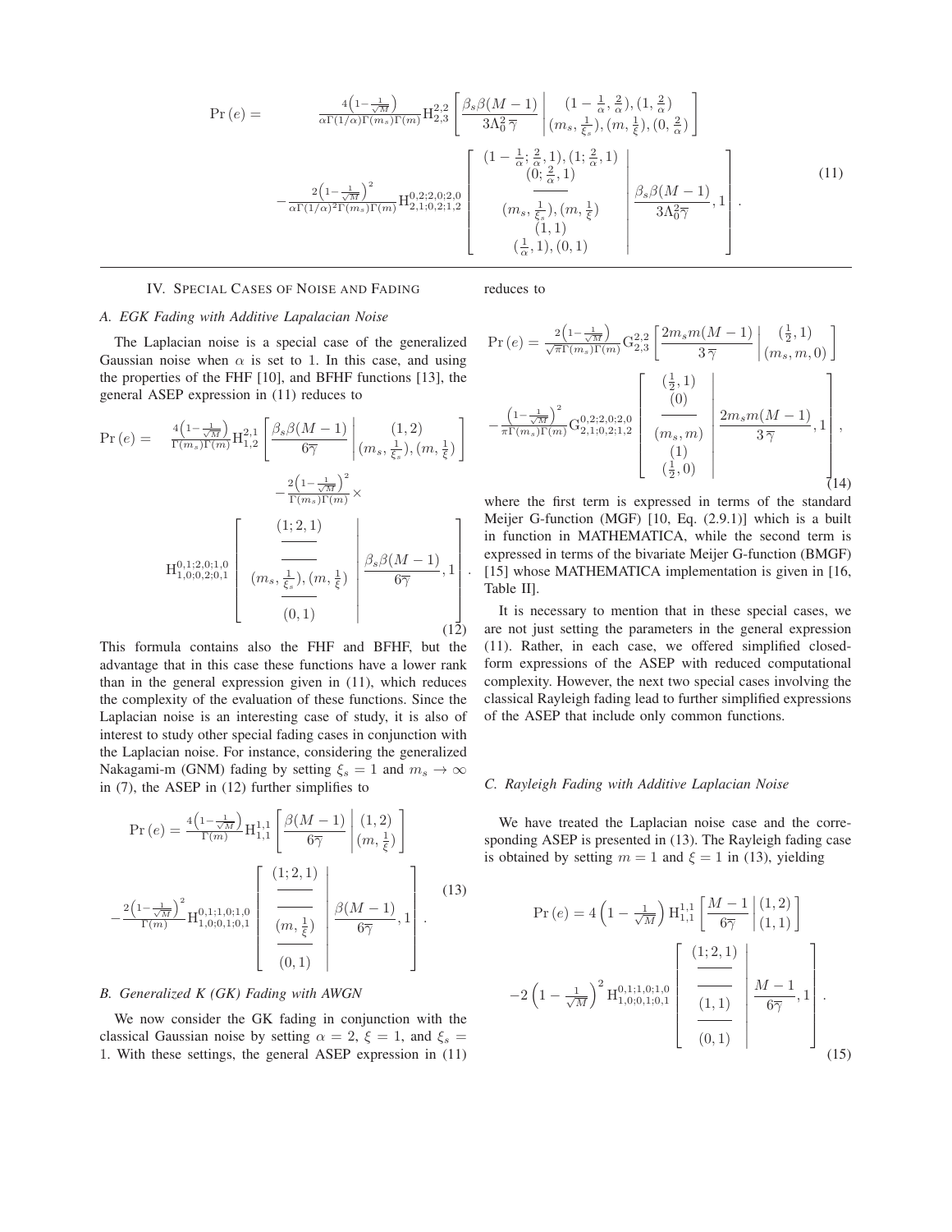$$
\Pr(e) = \frac{4\left(1-\frac{1}{\sqrt{M}}\right)}{\alpha\Gamma(1/\alpha)\Gamma(m_s)\Gamma(m)} \mathrm{H}_{2,3}^{2,2}\left[\frac{\beta_s\beta(M-1)}{3\Lambda_0^2\,\overline{\gamma}}\middle|\begin{matrix}(1-\frac{1}{\alpha},\frac{2}{\alpha}),(1,\frac{2}{\alpha})\\(m_s,\frac{1}{\xi_s}),(m,\frac{1}{\xi}),(0,\frac{2}{\alpha})\end{matrix}\right]
$$

$$
-\frac{2\left(1-\frac{1}{\sqrt{M}}\right)^2}{\alpha\Gamma(1/\alpha)^2\Gamma(m_s)\Gamma(m)} \mathrm{H}_{2,1;0,2;1,2}^{0,2;2,0;2,0}\left[\begin{matrix}(1-\frac{1}{\alpha};\frac{2}{\alpha},1),(1;\frac{2}{\alpha},1)\\(0;\frac{2}{\alpha},1)\\\overline{\quad\quad}\\(m_s,\frac{1}{\xi_s}),(m,\frac{1}{\xi})\\(1,1)\\(\frac{1}{\alpha},1),(0,1)\end{matrix}\middle|\frac{\beta_s\beta(M-1)}{3\Lambda_0^2\overline{\gamma}},1\right]. \tag{11}
$$

## IV. Special Cases of Noise and Fading

### A. EGK Fading with Additive Lapalacian Noise

The Laplacian noise is a special case of the generalized Gaussian noise when $\alpha$ is set to 1. In this case, and using the properties of the FHF [10], and BFHF functions [13], the general ASEP expression in (11) reduces to

$$
\Pr(e) = \frac{4\left(1-\frac{1}{\sqrt{M}}\right)}{\Gamma(m_s)\Gamma(m)} \mathrm{H}_{1,2}^{2,1}\left[\frac{\beta_s\beta(M-1)}{6\overline{\gamma}}\middle|\begin{matrix}(1,2)\\(m_s,\frac{1}{\xi_s}),(m,\frac{1}{\xi})\end{matrix}\right] -\frac{2\left(1-\frac{1}{\sqrt{M}}\right)^2}{\Gamma(m_s)\Gamma(m)}\times
$$

$$
\mathrm{H}_{1,0;0,2;0,1}^{0,1;2,0;1,0}\left[\begin{matrix}(1;2,1)\\\overline{\quad\quad}\\\overline{\quad\quad}\\(m_s,\frac{1}{\xi_s}),(m,\frac{1}{\xi})\\\overline{\quad\quad}\\(0,1)\end{matrix}\middle|\frac{\beta_s\beta(M-1)}{6\overline{\gamma}},1\right]. \tag{12}
$$

This formula contains also the FHF and BFHF, but the advantage that in this case these functions have a lower rank than in the general expression given in (11), which reduces the complexity of the evaluation of these functions. Since the Laplacian noise is an interesting case of study, it is also of interest to study other special fading cases in conjunction with the Laplacian noise. For instance, considering the generalized Nakagami-m (GNM) fading by setting $\xi_s = 1$ and $m_s \to \infty$ in (7), the ASEP in (12) further simplifies to

$$
\Pr(e) = \frac{4\left(1-\frac{1}{\sqrt{M}}\right)}{\Gamma(m)} \mathrm{H}_{1,1}^{1,1}\left[\frac{\beta(M-1)}{6\overline{\gamma}}\middle|\begin{matrix}(1,2)\\(m,\frac{1}{\xi})\end{matrix}\right]
-\frac{2\left(1-\frac{1}{\sqrt{M}}\right)^2}{\Gamma(m)} \mathrm{H}_{1,0;0,1;0,1}^{0,1;1,0;1,0}\left[\begin{matrix}(1;2,1)\\\overline{\quad\quad}\\\overline{\quad\quad}\\(m,\frac{1}{\xi})\\\overline{\quad\quad}\\(0,1)\end{matrix}\middle|\frac{\beta(M-1)}{6\overline{\gamma}},1\right]. \tag{13}
$$

### B. Generalized K (GK) Fading with AWGN

We now consider the GK fading in conjunction with the classical Gaussian noise by setting $\alpha = 2$, $\xi = 1$, and $\xi_s = 1$. With these settings, the general ASEP expression in (11) reduces to

$$
\Pr(e) = \frac{2\left(1-\frac{1}{\sqrt{M}}\right)}{\sqrt{\pi}\Gamma(m_s)\Gamma(m)} \mathrm{G}_{2,3}^{2,2}\left[\frac{2m_s m(M-1)}{3\,\overline{\gamma}}\middle|\begin{matrix}(\frac{1}{2},1)\\(m_s,m,0)\end{matrix}\right]
-\frac{\left(1-\frac{1}{\sqrt{M}}\right)^2}{\pi\Gamma(m_s)\Gamma(m)} \mathrm{G}_{2,1;0,2;1,2}^{0,2;2,0;2,0}\left[\begin{matrix}(\frac{1}{2},1)\\(0)\\\overline{\quad\quad}\\(m_s,m)\\(1)\\(\frac{1}{2},0)\end{matrix}\middle|\frac{2m_s m(M-1)}{3\,\overline{\gamma}},1\right], \tag{14}
$$

where the first term is expressed in terms of the standard Meijer G-function (MGF) [10, Eq. (2.9.1)] which is a built in function in MATHEMATICA, while the second term is expressed in terms of the bivariate Meijer G-function (BMGF) [15] whose MATHEMATICA implementation is given in [16, Table II].

It is necessary to mention that in these special cases, we are not just setting the parameters in the general expression (11). Rather, in each case, we offered simplified closed-form expressions of the ASEP with reduced computational complexity. However, the next two special cases involving the classical Rayleigh fading lead to further simplified expressions of the ASEP that include only common functions.

### C. Rayleigh Fading with Additive Laplacian Noise

We have treated the Laplacian noise case and the corresponding ASEP is presented in (13). The Rayleigh fading case is obtained by setting $m = 1$ and $\xi = 1$ in (13), yielding

$$
\Pr(e) = 4\left(1-\tfrac{1}{\sqrt{M}}\right) \mathrm{H}_{1,1}^{1,1}\left[\frac{M-1}{6\overline{\gamma}}\middle|\begin{matrix}(1,2)\\(1,1)\end{matrix}\right]
-2\left(1-\tfrac{1}{\sqrt{M}}\right)^2 \mathrm{H}_{1,0;0,1;0,1}^{0,1;1,0;1,0}\left[\begin{matrix}(1;2,1)\\\overline{\quad\quad}\\\overline{\quad\quad}\\(1,1)\\\overline{\quad\quad}\\(0,1)\end{matrix}\middle|\frac{M-1}{6\overline{\gamma}},1\right]. \tag{15}
$$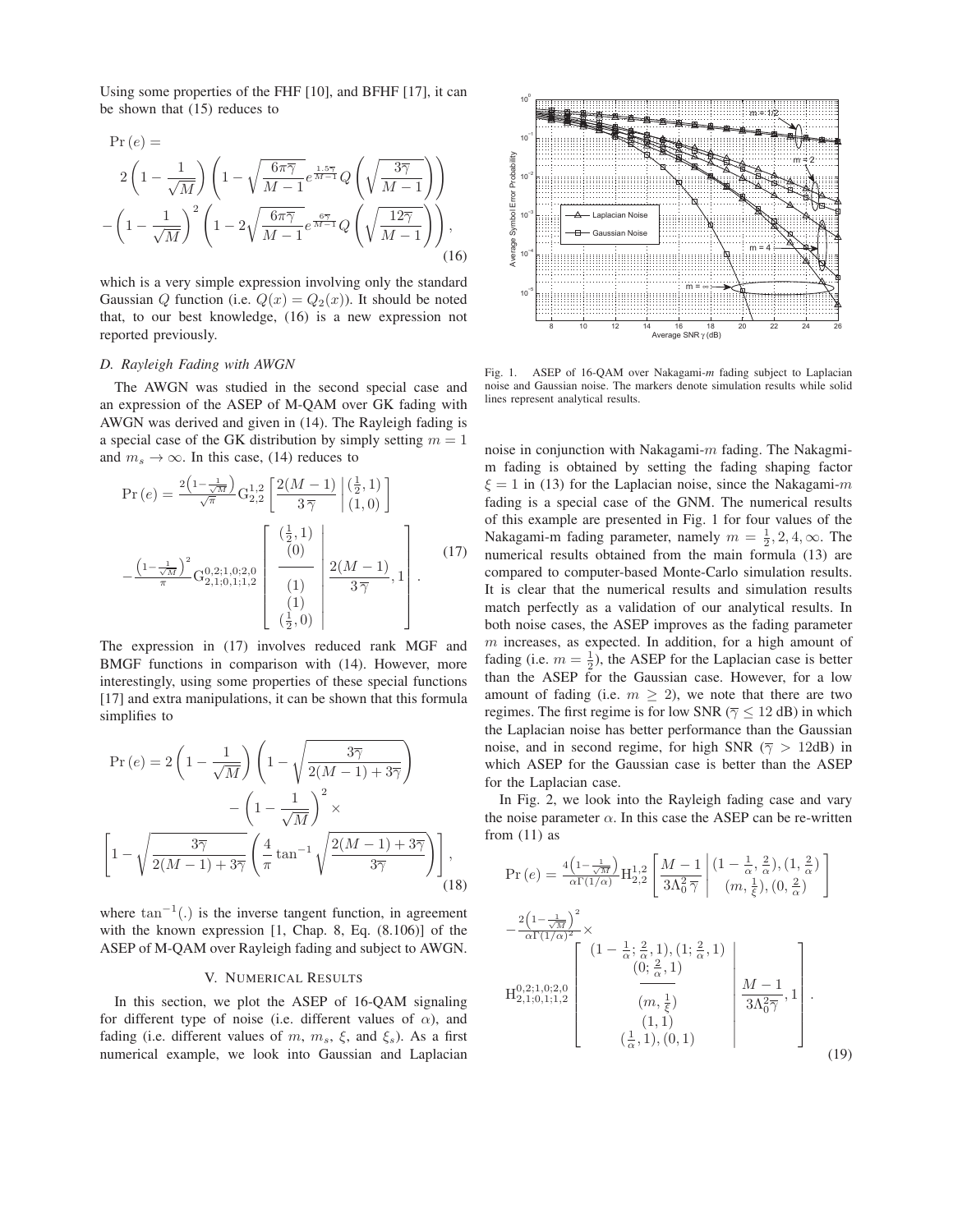Using some properties of the FHF [10], and BFHF [17], it can be shown that (15) reduces to

$$
\begin{aligned}
\Pr(e) = \;& 2\left(1-\frac{1}{\sqrt{M}}\right)\left(1-\sqrt{\frac{6\pi\overline{\gamma}}{M-1}}e^{\frac{1.5\overline{\gamma}}{M-1}}Q\left(\sqrt{\frac{3\overline{\gamma}}{M-1}}\right)\right) \\
& -\left(1-\frac{1}{\sqrt{M}}\right)^2\left(1-2\sqrt{\frac{6\pi\overline{\gamma}}{M-1}}e^{\frac{6\overline{\gamma}}{M-1}}Q\left(\sqrt{\frac{12\overline{\gamma}}{M-1}}\right)\right),
\end{aligned}
\tag{16}
$$

which is a very simple expression involving only the standard Gaussian $Q$ function (i.e. $Q(x) = Q_2(x)$). It should be noted that, to our best knowledge, (16) is a new expression not reported previously.

### D. Rayleigh Fading with AWGN

The AWGN was studied in the second special case and an expression of the ASEP of M-QAM over GK fading with AWGN was derived and given in (14). The Rayleigh fading is a special case of the GK distribution by simply setting $m = 1$ and $m_s \to \infty$. In this case, (14) reduces to

$$
\begin{aligned}
\Pr(e) = \;& \frac{2\left(1-\frac{1}{\sqrt{M}}\right)}{\sqrt{\pi}}\mathrm{G}_{2,2}^{1,2}\left[\frac{2(M-1)}{3\,\overline{\gamma}}\,\middle|\,\begin{matrix}(\frac{1}{2},1)\\(1,0)\end{matrix}\right] \\
& -\frac{\left(1-\frac{1}{\sqrt{M}}\right)^2}{\pi}\mathrm{G}_{2,1;0,1;1,2}^{0,2;1,0;2,0}\left[\begin{matrix}(\frac{1}{2},1)\\(0)\\ \hline (1)\\(1)\\(\frac{1}{2},0)\end{matrix}\,\middle|\,\frac{2(M-1)}{3\,\overline{\gamma}},1\right].
\end{aligned}
\tag{17}
$$

The expression in (17) involves reduced rank MGF and BMGF functions in comparison with (14). However, more interestingly, using some properties of these special functions [17] and extra manipulations, it can be shown that this formula simplifies to

$$
\begin{aligned}
\Pr(e) = \;& 2\left(1-\frac{1}{\sqrt{M}}\right)\left(1-\sqrt{\frac{3\overline{\gamma}}{2(M-1)+3\overline{\gamma}}}\right) - \left(1-\frac{1}{\sqrt{M}}\right)^2\times \\
& \left[1-\sqrt{\frac{3\overline{\gamma}}{2(M-1)+3\overline{\gamma}}}\left(\frac{4}{\pi}\tan^{-1}\sqrt{\frac{2(M-1)+3\overline{\gamma}}{3\overline{\gamma}}}\right)\right],
\end{aligned}
\tag{18}
$$

where $\tan^{-1}(.)$ is the inverse tangent function, in agreement with the known expression [1, Chap. 8, Eq. (8.106)] of the ASEP of M-QAM over Rayleigh fading and subject to AWGN.

## V. Numerical Results

In this section, we plot the ASEP of 16-QAM signaling for different type of noise (i.e. different values of $\alpha$), and fading (i.e. different values of $m$, $m_s$, $\xi$, and $\xi_s$). As a first numerical example, we look into Gaussian and Laplacian noise in conjunction with Nakagami-$m$ fading. The Nakagmi-m fading is obtained by setting the fading shaping factor $\xi = 1$ in (13) for the Laplacian noise, since the Nakagami-$m$ fading is a special case of the GNM. The numerical results of this example are presented in Fig. 1 for four values of the Nakagami-m fading parameter, namely $m = \frac{1}{2}, 2, 4, \infty$. The numerical results obtained from the main formula (13) are compared to computer-based Monte-Carlo simulation results. It is clear that the numerical results and simulation results match perfectly as a validation of our analytical results. In both noise cases, the ASEP improves as the fading parameter $m$ increases, as expected. In addition, for a high amount of fading (i.e. $m = \frac{1}{2}$), the ASEP for the Laplacian case is better than the ASEP for the Gaussian case. However, for a low amount of fading (i.e. $m \geq 2$), we note that there are two regimes. The first regime is for low SNR ($\overline{\gamma} \leq 12$ dB) in which the Laplacian noise has better performance than the Gaussian noise, and in second regime, for high SNR ($\overline{\gamma} > 12$dB) in which ASEP for the Gaussian case is better than the ASEP for the Laplacian case.

Fig. 1. ASEP of 16-QAM over Nakagami-$m$ fading subject to Laplacian noise and Gaussian noise. The markers denote simulation results while solid lines represent analytical results.

In Fig. 2, we look into the Rayleigh fading case and vary the noise parameter $\alpha$. In this case the ASEP can be re-written from (11) as

$$
\begin{aligned}
\Pr(e) = \;& \frac{4\left(1-\frac{1}{\sqrt{M}}\right)}{\alpha\Gamma(1/\alpha)}\mathrm{H}_{2,2}^{1,2}\left[\frac{M-1}{3\Lambda_0^2\,\overline{\gamma}}\,\middle|\,\begin{matrix}(1-\frac{1}{\alpha},\frac{2}{\alpha}),(1,\frac{2}{\alpha})\\(m,\frac{1}{\xi}),(0,\frac{2}{\alpha})\end{matrix}\right] \\
& -\frac{2\left(1-\frac{1}{\sqrt{M}}\right)^2}{\alpha\Gamma(1/\alpha)^2}\times \\
& \mathrm{H}_{2,1;0,1;1,2}^{0,2;1,0;2,0}\left[\begin{matrix}(1-\frac{1}{\alpha};\frac{2}{\alpha},1),(1;\frac{2}{\alpha},1)\\(0;\frac{2}{\alpha},1)\\ \hline (m,\frac{1}{\xi})\\(1,1)\\(\frac{1}{\alpha},1),(0,1)\end{matrix}\,\middle|\,\frac{M-1}{3\Lambda_0^2\overline{\gamma}},1\right].
\end{aligned}
\tag{19}
$$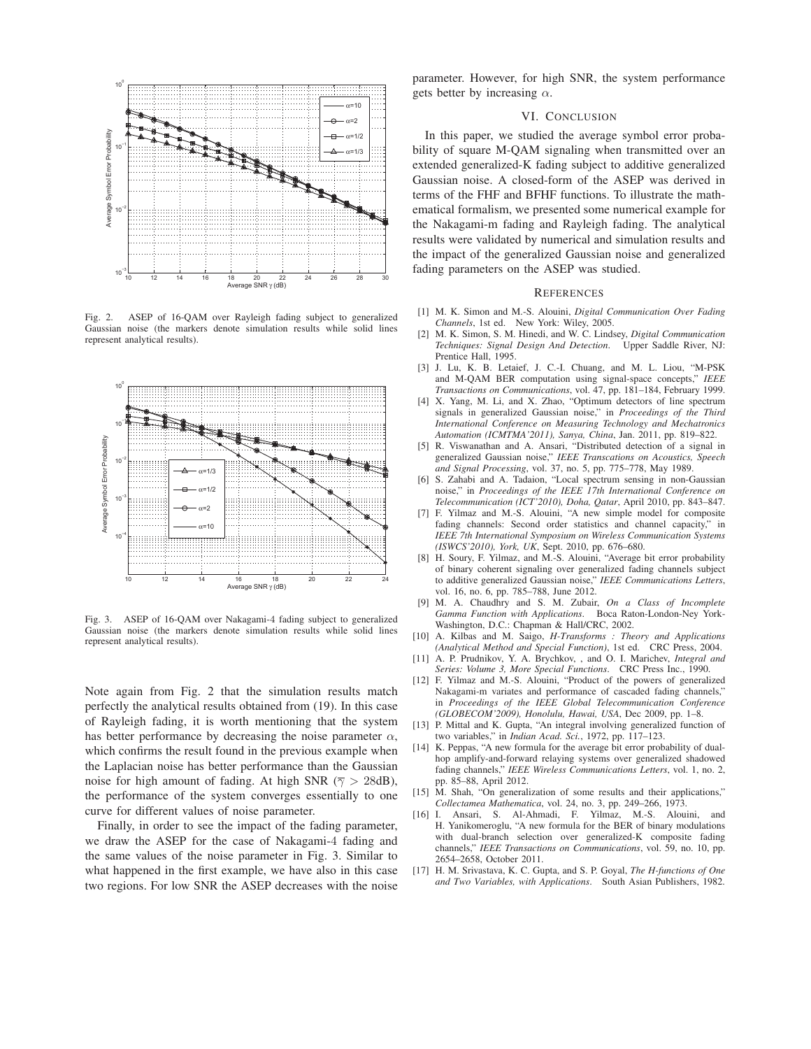10^0

10^-1

10^-2

10^-3

Average Symbol Error Probability

10 12 14 16 18 20 22 24 26 28 30

Average SNR γ (dB)

α=10

α=2

α=1/2

α=1/3

Fig. 2. ASEP of 16-QAM over Rayleigh fading subject to generalized Gaussian noise (the markers denote simulation results while solid lines represent analytical results).

10^0

10^-1

10^-2

10^-3

10^-4

Average Symbol Error Probability

10 12 14 16 18 20 22 24

Average SNR γ (dB)

α=1/3

α=1/2

α=2

α=10

Fig. 3. ASEP of 16-QAM over Nakagami-4 fading subject to generalized Gaussian noise (the markers denote simulation results while solid lines represent analytical results).

Note again from Fig. 2 that the simulation results match perfectly the analytical results obtained from (19). In this case of Rayleigh fading, it is worth mentioning that the system has better performance by decreasing the noise parameter $\alpha$, which confirms the result found in the previous example when the Laplacian noise has better performance than the Gaussian noise for high amount of fading. At high SNR ($\overline{\gamma} > 28$dB), the performance of the system converges essentially to one curve for different values of noise parameter.

Finally, in order to see the impact of the fading parameter, we draw the ASEP for the case of Nakagami-4 fading and the same values of the noise parameter in Fig. 3. Similar to what happened in the first example, we have also in this case two regions. For low SNR the ASEP decreases with the noise parameter. However, for high SNR, the system performance gets better by increasing $\alpha$.

## VI. Conclusion

In this paper, we studied the average symbol error probability of square M-QAM signaling when transmitted over an extended generalized-K fading subject to additive generalized Gaussian noise. A closed-form of the ASEP was derived in terms of the FHF and BFHF functions. To illustrate the mathematical formalism, we presented some numerical example for the Nakagami-m fading and Rayleigh fading. The analytical results were validated by numerical and simulation results and the impact of the generalized Gaussian noise and generalized fading parameters on the ASEP was studied.

## References

[1] M. K. Simon and M.-S. Alouini, *Digital Communication Over Fading Channels*, 1st ed. New York: Wiley, 2005.

[2] M. K. Simon, S. M. Hinedi, and W. C. Lindsey, *Digital Communication Techniques: Signal Design And Detection*. Upper Saddle River, NJ: Prentice Hall, 1995.

[3] J. Lu, K. B. Letaief, J. C.-I. Chuang, and M. L. Liou, "M-PSK and M-QAM BER computation using signal-space concepts," *IEEE Transactions on Communications*, vol. 47, pp. 181–184, February 1999.

[4] X. Yang, M. Li, and X. Zhao, "Optimum detectors of line spectrum signals in generalized Gaussian noise," in *Proceedings of the Third International Conference on Measuring Technology and Mechatronics Automation (ICMTMA'2011), Sanya, China*, Jan. 2011, pp. 819–822.

[5] R. Viswanathan and A. Ansari, "Distributed detection of a signal in generalized Gaussian noise," *IEEE Transcations on Acoustics, Speech and Signal Processing*, vol. 37, no. 5, pp. 775–778, May 1989.

[6] S. Zahabi and A. Tadaion, "Local spectrum sensing in non-Gaussian noise," in *Proceedings of the IEEE 17th International Conference on Telecommunication (ICT'2010), Doha, Qatar*, April 2010, pp. 843–847.

[7] F. Yilmaz and M.-S. Alouini, "A new simple model for composite fading channels: Second order statistics and channel capacity," in *IEEE 7th International Symposium on Wireless Communication Systems (ISWCS'2010), York, UK*, Sept. 2010, pp. 676–680.

[8] H. Soury, F. Yilmaz, and M.-S. Alouini, "Average bit error probability of binary coherent signaling over generalized fading channels subject to additive generalized Gaussian noise," *IEEE Communications Letters*, vol. 16, no. 6, pp. 785–788, June 2012.

[9] M. A. Chaudhry and S. M. Zubair, *On a Class of Incomplete Gamma Function with Applications*. Boca Raton-London-Ney York-Washington, D.C.: Chapman & Hall/CRC, 2002.

[10] A. Kilbas and M. Saigo, *H-Transforms : Theory and Applications (Analytical Method and Special Function)*, 1st ed. CRC Press, 2004.

[11] A. P. Prudnikov, Y. A. Brychkov, , and O. I. Marichev, *Integral and Series: Volume 3, More Special Functions*. CRC Press Inc., 1990.

[12] F. Yilmaz and M.-S. Alouini, "Product of the powers of generalized Nakagami-m variates and performance of cascaded fading channels," in *Proceedings of the IEEE Global Telecommunication Conference (GLOBECOM'2009), Honolulu, Hawai, USA*, Dec 2009, pp. 1–8.

[13] P. Mittal and K. Gupta, "An integral involving generalized function of two variables," in *Indian Acad. Sci.*, 1972, pp. 117–123.

[14] K. Peppas, "A new formula for the average bit error probability of dual-hop amplify-and-forward relaying systems over generalized shadowed fading channels," *IEEE Wireless Communications Letters*, vol. 1, no. 2, pp. 85–88, April 2012.

[15] M. Shah, "On generalization of some results and their applications," *Collectamea Mathematica*, vol. 24, no. 3, pp. 249–266, 1973.

[16] I. Ansari, S. Al-Ahmadi, F. Yilmaz, M.-S. Alouini, and H. Yanikomeroglu, "A new formula for the BER of binary modulations with dual-branch selection over generalized-K composite fading channels," *IEEE Transactions on Communications*, vol. 59, no. 10, pp. 2654–2658, October 2011.

[17] H. M. Srivastava, K. C. Gupta, and S. P. Goyal, *The H-functions of One and Two Variables, with Applications*. South Asian Publishers, 1982.